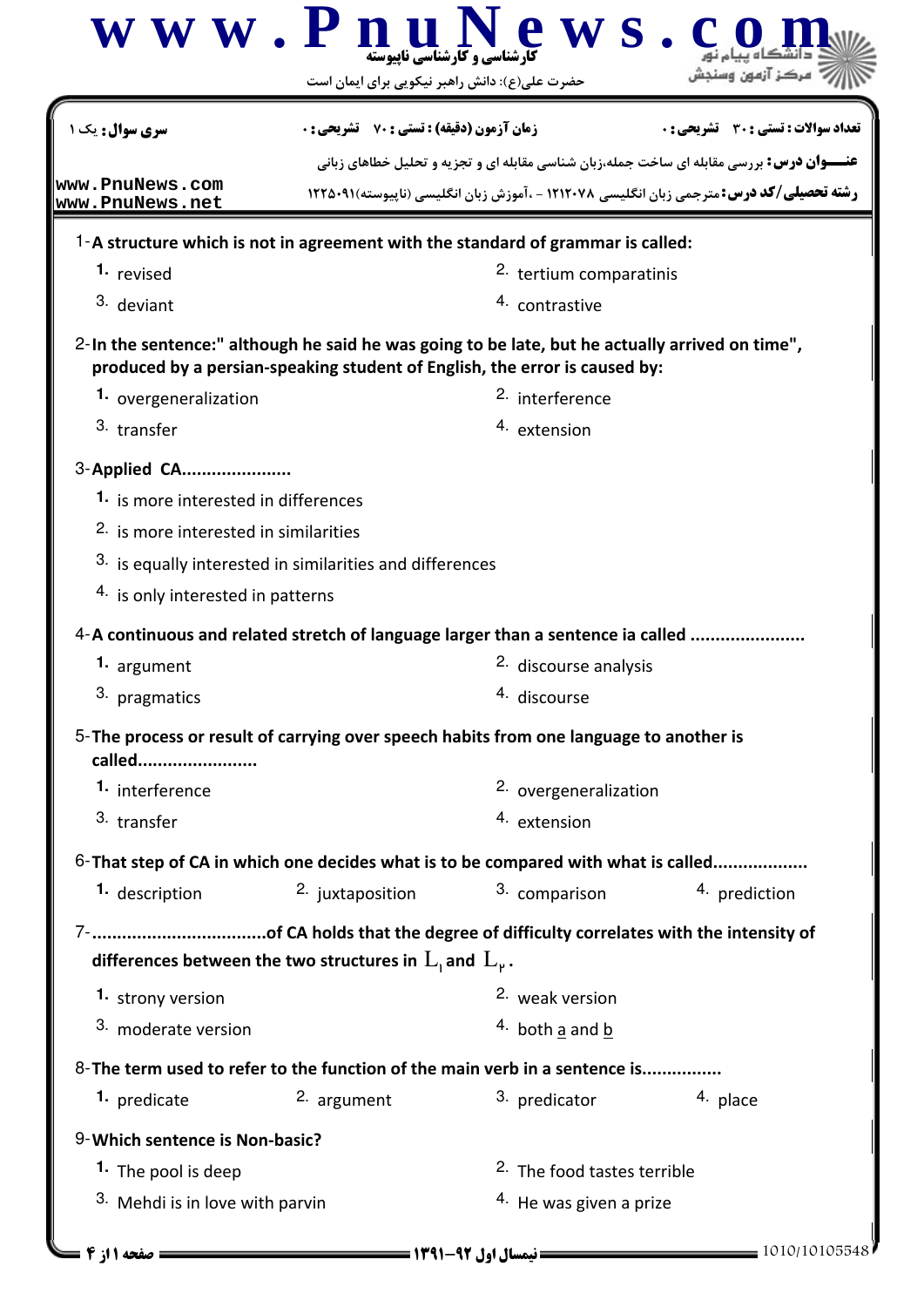www.PnuNews.com

کارشناسی و کارشناسی ناپیوسته

حضرت علی(ع): دانش راهبر نیکویی برای ایمان است

دانشگاه پیام نور
مرکز آزمون وسنجش

**سری سوال:** یک ۱ | **زمان آزمون (دقیقه) : تستی : ۷۰ تشریحی : ۰** | **تعداد سوالات : تستی : ۳۰ تشریحی : ۰**

**عنـــوان درس:** بررسی مقابله ای ساخت جمله،زبان شناسی مقابله ای و تجزیه و تحلیل خطاهای زبانی

**رشته تحصیلی/کد درس:** مترجمی زبان انگلیسی ۱۲۱۲۰۷۸ - ،آموزش زبان انگلیسی (ناپیوسته)۱۲۲۵۰۹۱

www.PnuNews.com
www.PnuNews.net

1-**A structure which is not in agreement with the standard of grammar is called:**

1. revised
2. tertium comparatinis
3. deviant
4. contrastive

2-**In the sentence:" although he said he was going to be late, but he actually arrived on time", produced by a persian-speaking student of English, the error is caused by:**

1. overgeneralization
2. interference
3. transfer
4. extension

3-**Applied CA......................**

1. is more interested in differences
2. is more interested in similarities
3. is equally interested in similarities and differences
4. is only interested in patterns

4-**A continuous and related stretch of language larger than a sentence ia called .......................**

1. argument
2. discourse analysis
3. pragmatics
4. discourse

5-**The process or result of carrying over speech habits from one language to another is called........................**

1. interference
2. overgeneralization
3. transfer
4. extension

6-**That step of CA in which one decides what is to be compared with what is called...................**

1. description
2. juxtaposition
3. comparison
4. prediction

7-**..................................of CA holds that the degree of difficulty correlates with the intensity of differences between the two structures in $L_1$ and $L_2$.**

1. strony version
2. weak version
3. moderate version
4. both a and b

8-**The term used to refer to the function of the main verb in a sentence is................**

1. predicate
2. argument
3. predicator
4. place

9-**Which sentence is Non-basic?**

1. The pool is deep
2. The food tastes terrible
3. Mehdi is in love with parvin
4. He was given a prize

نیمسال اول ۹۲-۱۳۹۱

1010/10105548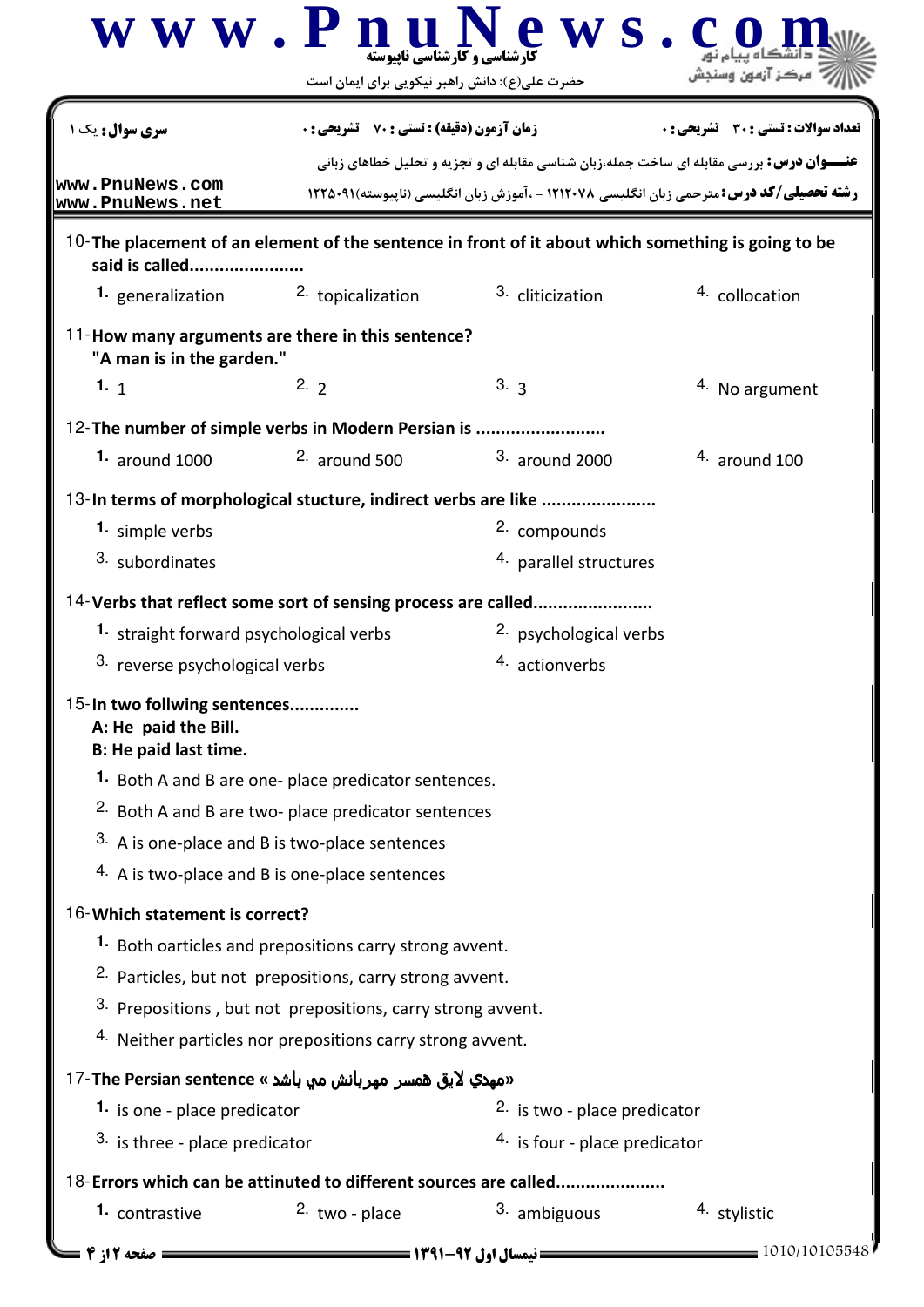10- **The placement of an element of the sentence in front of it about which something is going to be said is called......................**

1. generalization
2. topicalization
3. cliticization
4. collocation

11- **How many arguments are there in this sentence?**
**"A man is in the garden."**

1. 1
2. 2
3. 3
4. No argument

12- **The number of simple verbs in Modern Persian is .........................**

1. around 1000
2. around 500
3. around 2000
4. around 100

13- **In terms of morphological stucture, indirect verbs are like ......................**

1. simple verbs
2. compounds
3. subordinates
4. parallel structures

14- **Verbs that reflect some sort of sensing process are called.......................**

1. straight forward psychological verbs
2. psychological verbs
3. reverse psychological verbs
4. actionverbs

15- **In two follwing sentences.............**
**A: He paid the Bill.**
**B: He paid last time.**

1. Both A and B are one- place predicator sentences.
2. Both A and B are two- place predicator sentences
3. A is one-place and B is two-place sentences
4. A is two-place and B is one-place sentences

16- **Which statement is correct?**

1. Both oarticles and prepositions carry strong avvent.
2. Particles, but not prepositions, carry strong avvent.
3. Prepositions , but not prepositions, carry strong avvent.
4. Neither particles nor prepositions carry strong avvent.

17- **The Persian sentence «مهدي لايق همسر مهربانش مي باشد»**

1. is one - place predicator
2. is two - place predicator
3. is three - place predicator
4. is four - place predicator

18- **Errors which can be attinuted to different sources are called.....................**

1. contrastive
2. two - place
3. ambiguous
4. stylistic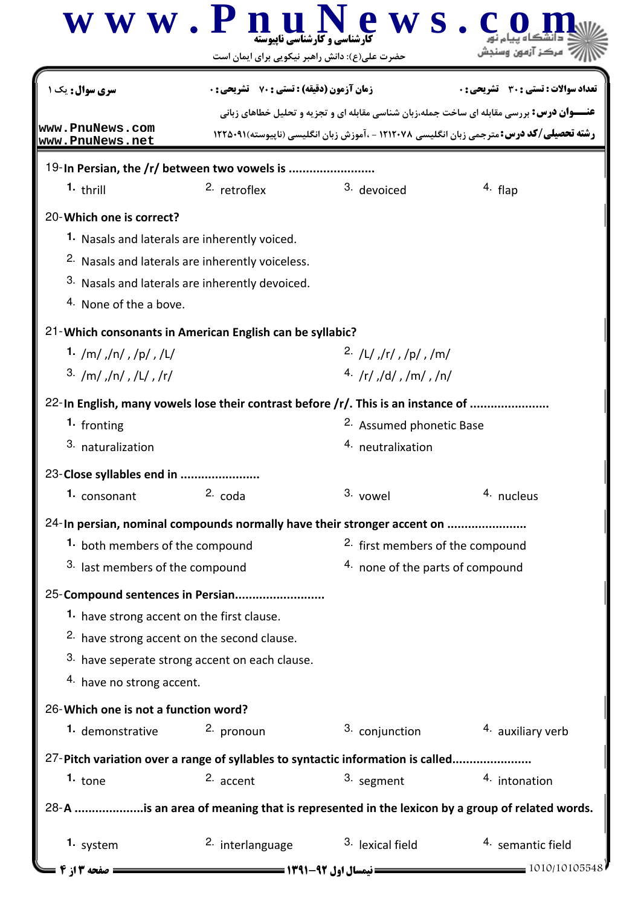19-**In Persian, the /r/ between two vowels is ........................**

1. thrill
2. retroflex
3. devoiced
4. flap

20-**Which one is correct?**

1. Nasals and laterals are inherently voiced.
2. Nasals and laterals are inherently voiceless.
3. Nasals and laterals are inherently devoiced.
4. None of the a bove.

21-**Which consonants in American English can be syllabic?**

1. /m/ ,/n/ , /p/ , /L/
2. /L/ ,/r/ , /p/ , /m/
3. /m/ ,/n/ , /L/ , /r/
4. /r/ ,/d/ , /m/ , /n/

22-**In English, many vowels lose their contrast before /r/. This is an instance of .......................**

1. fronting
2. Assumed phonetic Base
3. naturalization
4. neutralixation

23-**Close syllables end in .......................**

1. consonant
2. coda
3. vowel
4. nucleus

24-**In persian, nominal compounds normally have their stronger accent on .......................**

1. both members of the compound
2. first members of the compound
3. last members of the compound
4. none of the parts of compound

25-**Compound sentences in Persian..........................**

1. have strong accent on the first clause.
2. have strong accent on the second clause.
3. have seperate strong accent on each clause.
4. have no strong accent.

26-**Which one is not a function word?**

1. demonstrative
2. pronoun
3. conjunction
4. auxiliary verb

27-**Pitch variation over a range of syllables to syntactic information is called.......................**

1. tone
2. accent
3. segment
4. intonation

28-**A ....................is an area of meaning that is represented in the lexicon by a group of related words.**

1. system
2. interlanguage
3. lexical field
4. semantic field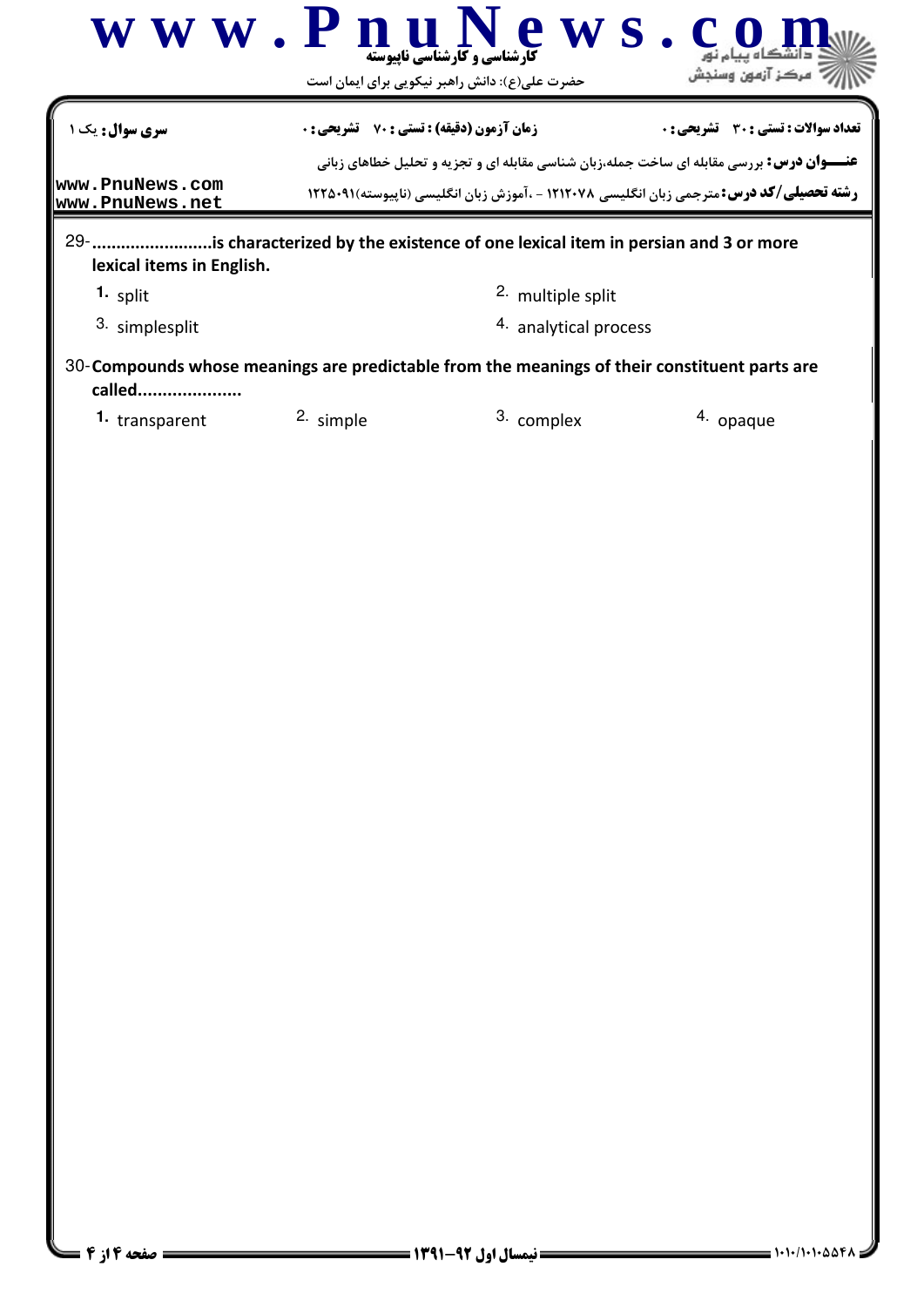29-........................is characterized by the existence of one lexical item in persian and 3 or more lexical items in English.

1. split
2. multiple split
3. simplesplit
4. analytical process

30-Compounds whose meanings are predictable from the meanings of their constituent parts are called....................

1. transparent
2. simple
3. complex
4. opaque